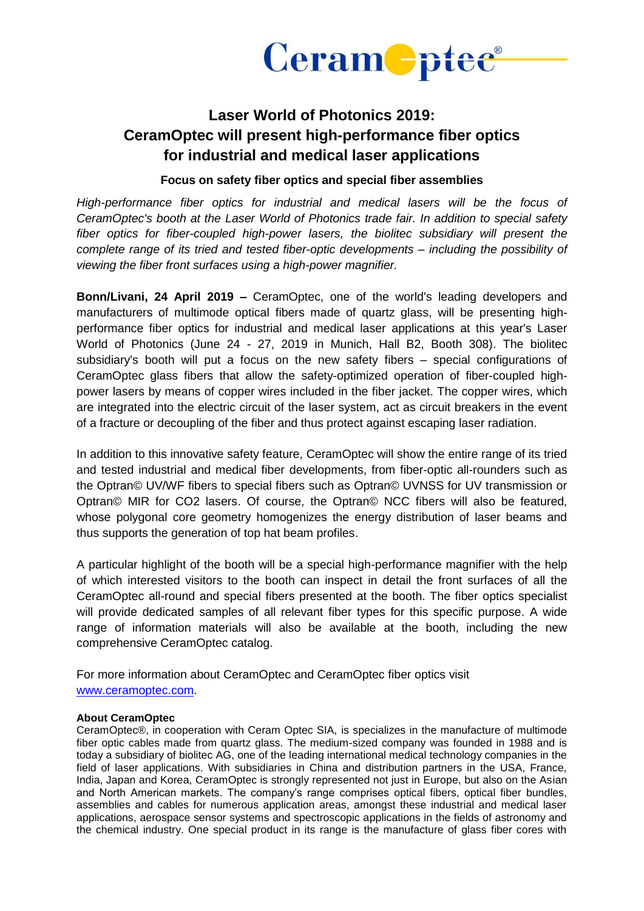# Laser World of Photonics 2019: CeramOptec will present high-performance fiber optics for industrial and medical laser applications

### Focus on safety fiber optics and special fiber assemblies

*High-performance fiber optics for industrial and medical lasers will be the focus of CeramOptec's booth at the Laser World of Photonics trade fair. In addition to special safety fiber optics for fiber-coupled high-power lasers, the biolitec subsidiary will present the complete range of its tried and tested fiber-optic developments – including the possibility of viewing the fiber front surfaces using a high-power magnifier.*

**Bonn/Livani, 24 April 2019 –** CeramOptec, one of the world's leading developers and manufacturers of multimode optical fibers made of quartz glass, will be presenting high-performance fiber optics for industrial and medical laser applications at this year's Laser World of Photonics (June 24 - 27, 2019 in Munich, Hall B2, Booth 308). The biolitec subsidiary's booth will put a focus on the new safety fibers – special configurations of CeramOptec glass fibers that allow the safety-optimized operation of fiber-coupled high-power lasers by means of copper wires included in the fiber jacket. The copper wires, which are integrated into the electric circuit of the laser system, act as circuit breakers in the event of a fracture or decoupling of the fiber and thus protect against escaping laser radiation.

In addition to this innovative safety feature, CeramOptec will show the entire range of its tried and tested industrial and medical fiber developments, from fiber-optic all-rounders such as the Optran© UV/WF fibers to special fibers such as Optran© UVNSS for UV transmission or Optran© MIR for CO2 lasers. Of course, the Optran© NCC fibers will also be featured, whose polygonal core geometry homogenizes the energy distribution of laser beams and thus supports the generation of top hat beam profiles.

A particular highlight of the booth will be a special high-performance magnifier with the help of which interested visitors to the booth can inspect in detail the front surfaces of all the CeramOptec all-round and special fibers presented at the booth. The fiber optics specialist will provide dedicated samples of all relevant fiber types for this specific purpose. A wide range of information materials will also be available at the booth, including the new comprehensive CeramOptec catalog.

For more information about CeramOptec and CeramOptec fiber optics visit [www.ceramoptec.com](http://www.ceramoptec.com).

**About CeramOptec**

CeramOptec®, in cooperation with Ceram Optec SIA, is specializes in the manufacture of multimode fiber optic cables made from quartz glass. The medium-sized company was founded in 1988 and is today a subsidiary of biolitec AG, one of the leading international medical technology companies in the field of laser applications. With subsidiaries in China and distribution partners in the USA, France, India, Japan and Korea, CeramOptec is strongly represented not just in Europe, but also on the Asian and North American markets. The company's range comprises optical fibers, optical fiber bundles, assemblies and cables for numerous application areas, amongst these industrial and medical laser applications, aerospace sensor systems and spectroscopic applications in the fields of astronomy and the chemical industry. One special product in its range is the manufacture of glass fiber cores with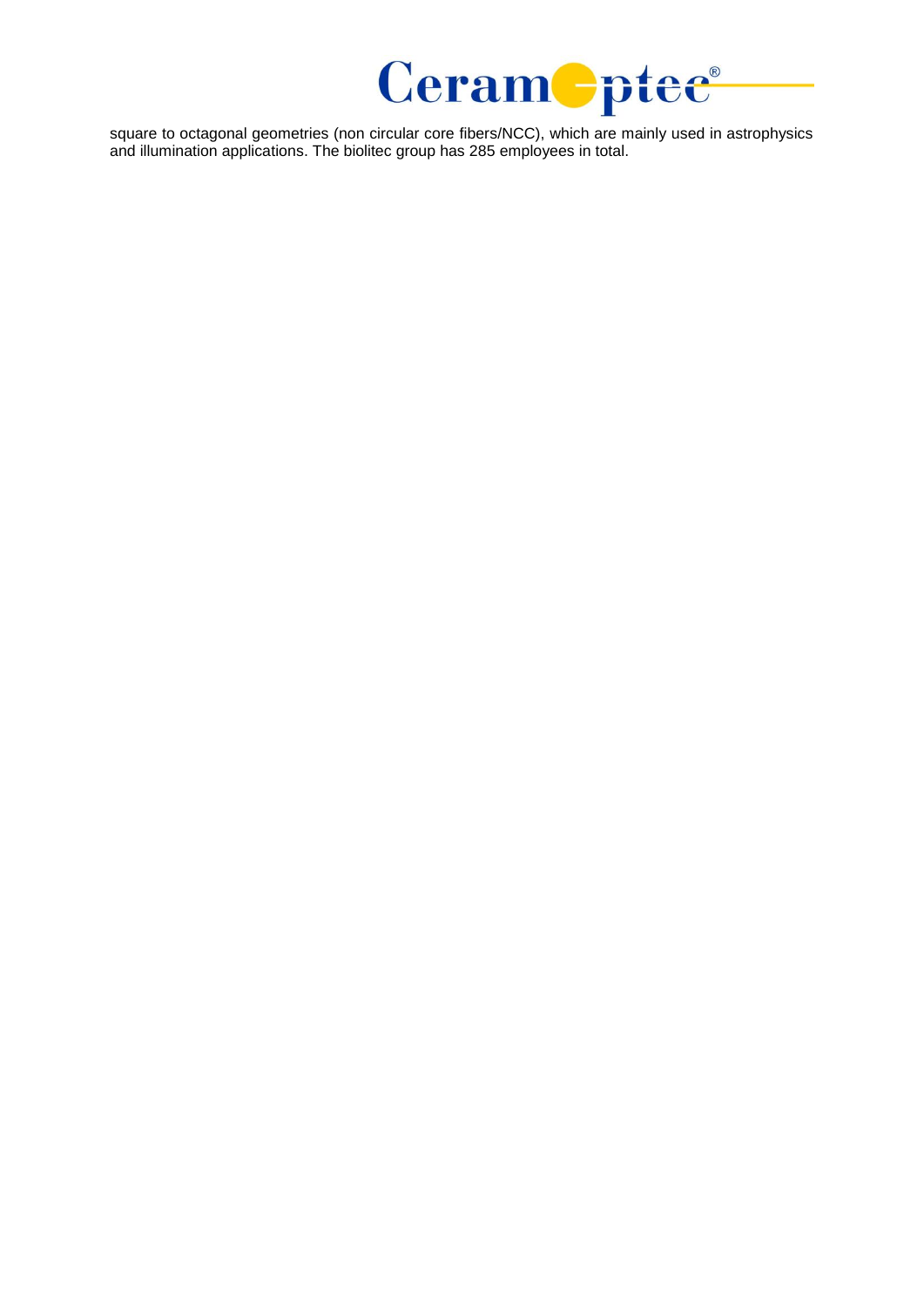square to octagonal geometries (non circular core fibers/NCC), which are mainly used in astrophysics and illumination applications. The biolitec group has 285 employees in total.